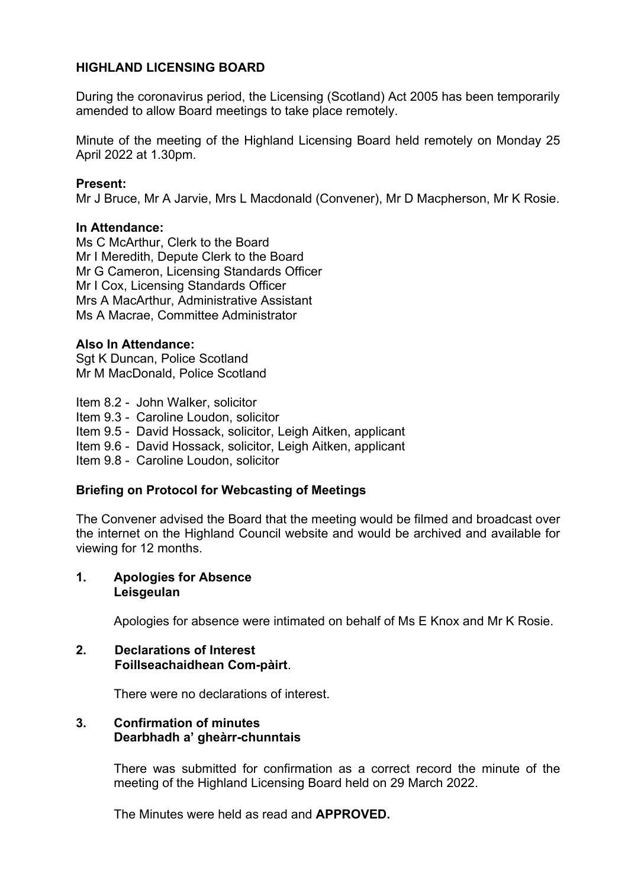**HIGHLAND LICENSING BOARD**

During the coronavirus period, the Licensing (Scotland) Act 2005 has been temporarily amended to allow Board meetings to take place remotely.

Minute of the meeting of the Highland Licensing Board held remotely on Monday 25 April 2022 at 1.30pm.

**Present:**
Mr J Bruce, Mr A Jarvie, Mrs L Macdonald (Convener), Mr D Macpherson, Mr K Rosie.

**In Attendance:**
Ms C McArthur, Clerk to the Board
Mr I Meredith, Depute Clerk to the Board
Mr G Cameron, Licensing Standards Officer
Mr I Cox, Licensing Standards Officer
Mrs A MacArthur, Administrative Assistant
Ms A Macrae, Committee Administrator

**Also In Attendance:**
Sgt K Duncan, Police Scotland
Mr M MacDonald, Police Scotland

Item 8.2 - John Walker, solicitor
Item 9.3 - Caroline Loudon, solicitor
Item 9.5 - David Hossack, solicitor, Leigh Aitken, applicant
Item 9.6 - David Hossack, solicitor, Leigh Aitken, applicant
Item 9.8 - Caroline Loudon, solicitor

**Briefing on Protocol for Webcasting of Meetings**

The Convener advised the Board that the meeting would be filmed and broadcast over the internet on the Highland Council website and would be archived and available for viewing for 12 months.

**1. Apologies for Absence**
**Leisgeulan**

Apologies for absence were intimated on behalf of Ms E Knox and Mr K Rosie.

**2. Declarations of Interest**
**Foillseachaidhean Com-pàirt**.

There were no declarations of interest.

**3. Confirmation of minutes**
**Dearbhadh a' gheàrr-chunntais**

There was submitted for confirmation as a correct record the minute of the meeting of the Highland Licensing Board held on 29 March 2022.

The Minutes were held as read and **APPROVED.**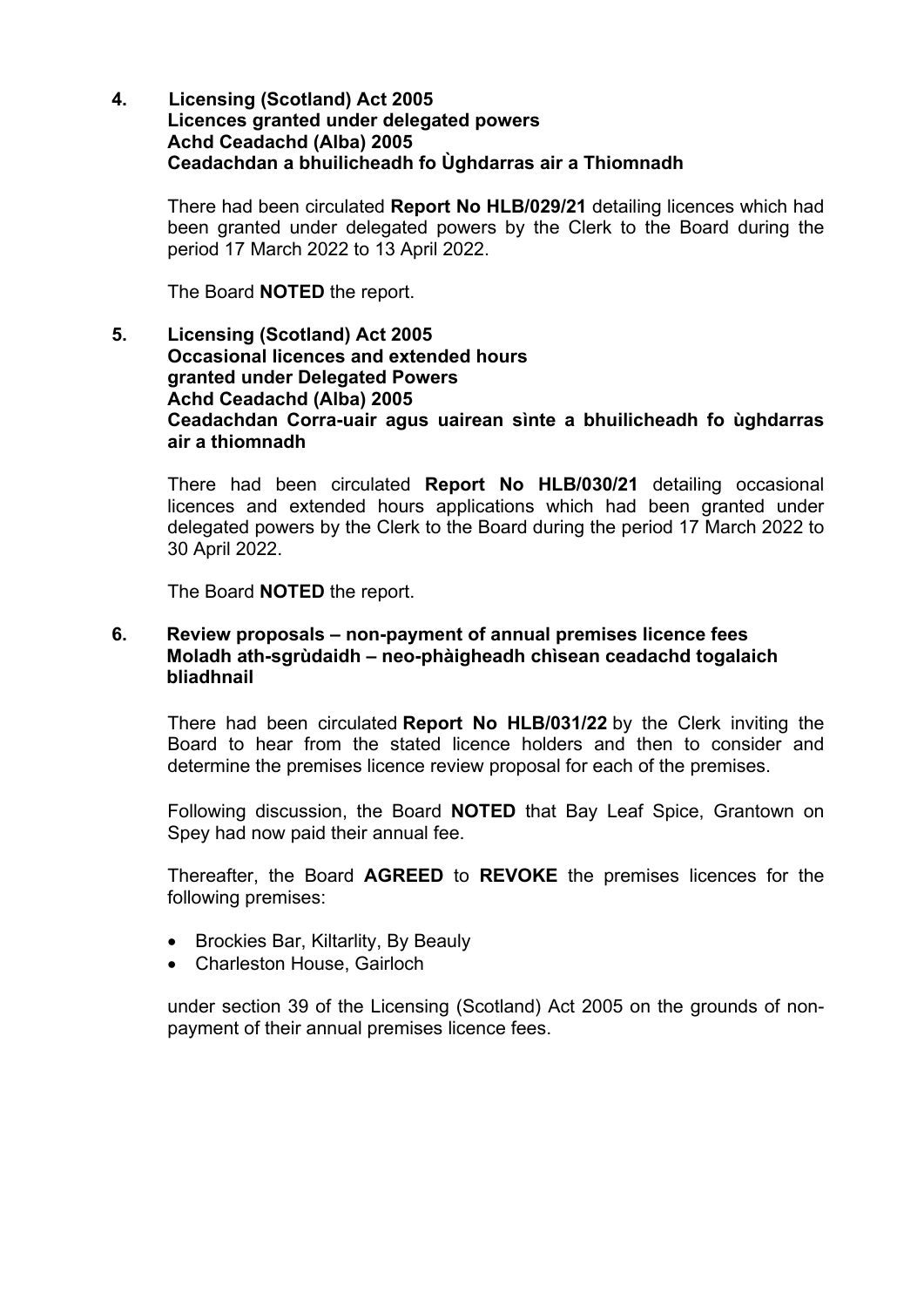## 4. Licensing (Scotland) Act 2005
**Licences granted under delegated powers**
**Achd Ceadachd (Alba) 2005**
**Ceadachdan a bhuilicheadh fo Ùghdarras air a Thiomnadh**

There had been circulated **Report No HLB/029/21** detailing licences which had been granted under delegated powers by the Clerk to the Board during the period 17 March 2022 to 13 April 2022.

The Board **NOTED** the report.

## 5. Licensing (Scotland) Act 2005
**Occasional licences and extended hours granted under Delegated Powers**
**Achd Ceadachd (Alba) 2005**
**Ceadachdan Corra-uair agus uairean sìnte a bhuilicheadh fo ùghdarras air a thiomnadh**

There had been circulated **Report No HLB/030/21** detailing occasional licences and extended hours applications which had been granted under delegated powers by the Clerk to the Board during the period 17 March 2022 to 30 April 2022.

The Board **NOTED** the report.

## 6. Review proposals – non-payment of annual premises licence fees
**Moladh ath-sgrùdaidh – neo-phàigheadh chìsean ceadachd togalaich bliadhnail**

There had been circulated **Report No HLB/031/22** by the Clerk inviting the Board to hear from the stated licence holders and then to consider and determine the premises licence review proposal for each of the premises.

Following discussion, the Board **NOTED** that Bay Leaf Spice, Grantown on Spey had now paid their annual fee.

Thereafter, the Board **AGREED** to **REVOKE** the premises licences for the following premises:

- Brockies Bar, Kiltarlity, By Beauly
- Charleston House, Gairloch

under section 39 of the Licensing (Scotland) Act 2005 on the grounds of non-payment of their annual premises licence fees.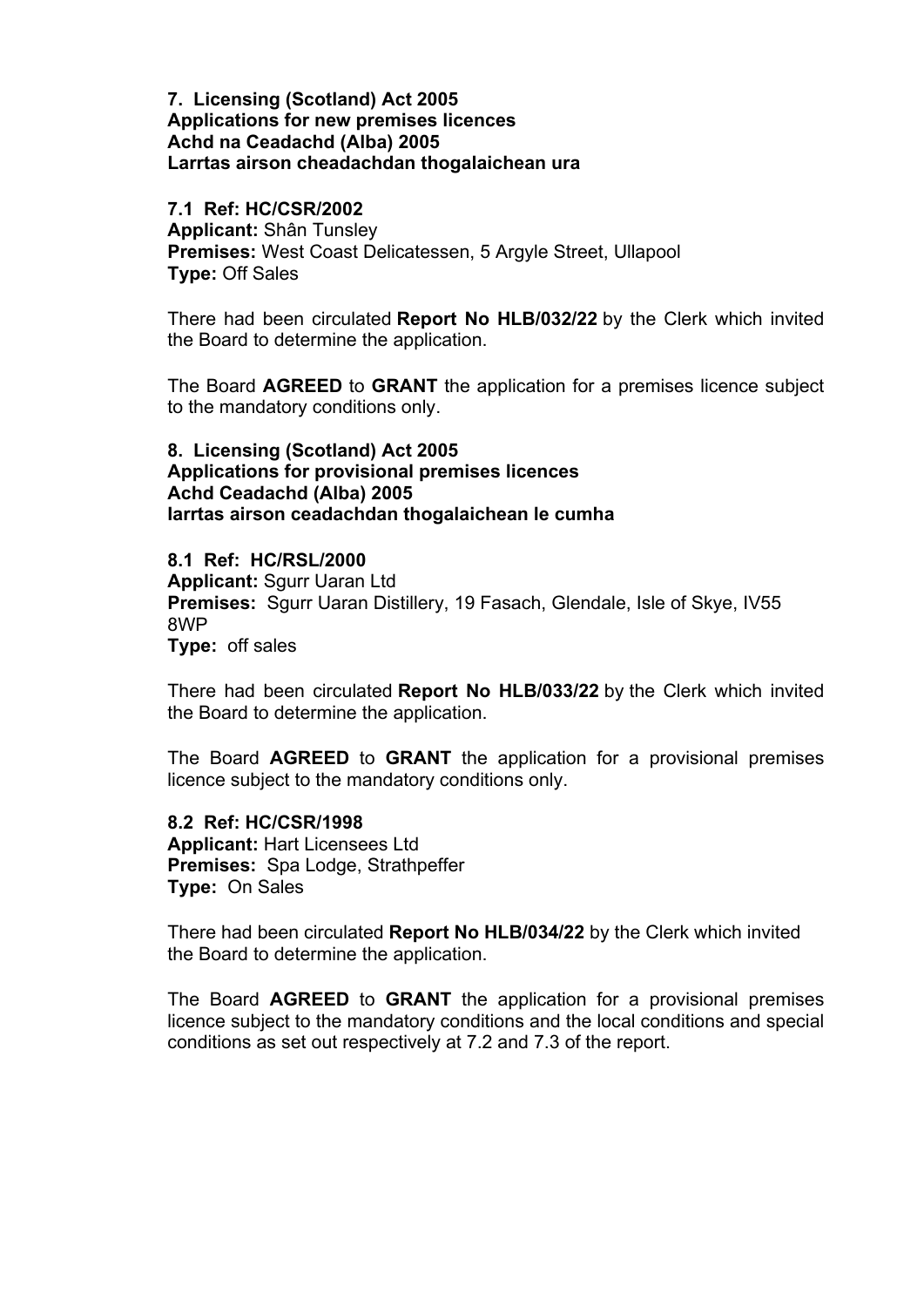**7. Licensing (Scotland) Act 2005**
**Applications for new premises licences**
**Achd na Ceadachd (Alba) 2005**
**Larrtas airson cheadachdan thogalaichean ura**

**7.1 Ref: HC/CSR/2002**
**Applicant:** Shân Tunsley
**Premises:** West Coast Delicatessen, 5 Argyle Street, Ullapool
**Type:** Off Sales

There had been circulated **Report No HLB/032/22** by the Clerk which invited the Board to determine the application.

The Board **AGREED** to **GRANT** the application for a premises licence subject to the mandatory conditions only.

**8. Licensing (Scotland) Act 2005**
**Applications for provisional premises licences**
**Achd Ceadachd (Alba) 2005**
**Iarrtas airson ceadachdan thogalaichean le cumha**

**8.1 Ref: HC/RSL/2000**
**Applicant:** Sgurr Uaran Ltd
**Premises:** Sgurr Uaran Distillery, 19 Fasach, Glendale, Isle of Skye, IV55 8WP
**Type:** off sales

There had been circulated **Report No HLB/033/22** by the Clerk which invited the Board to determine the application.

The Board **AGREED** to **GRANT** the application for a provisional premises licence subject to the mandatory conditions only.

**8.2 Ref: HC/CSR/1998**
**Applicant:** Hart Licensees Ltd
**Premises:** Spa Lodge, Strathpeffer
**Type:** On Sales

There had been circulated **Report No HLB/034/22** by the Clerk which invited the Board to determine the application.

The Board **AGREED** to **GRANT** the application for a provisional premises licence subject to the mandatory conditions and the local conditions and special conditions as set out respectively at 7.2 and 7.3 of the report.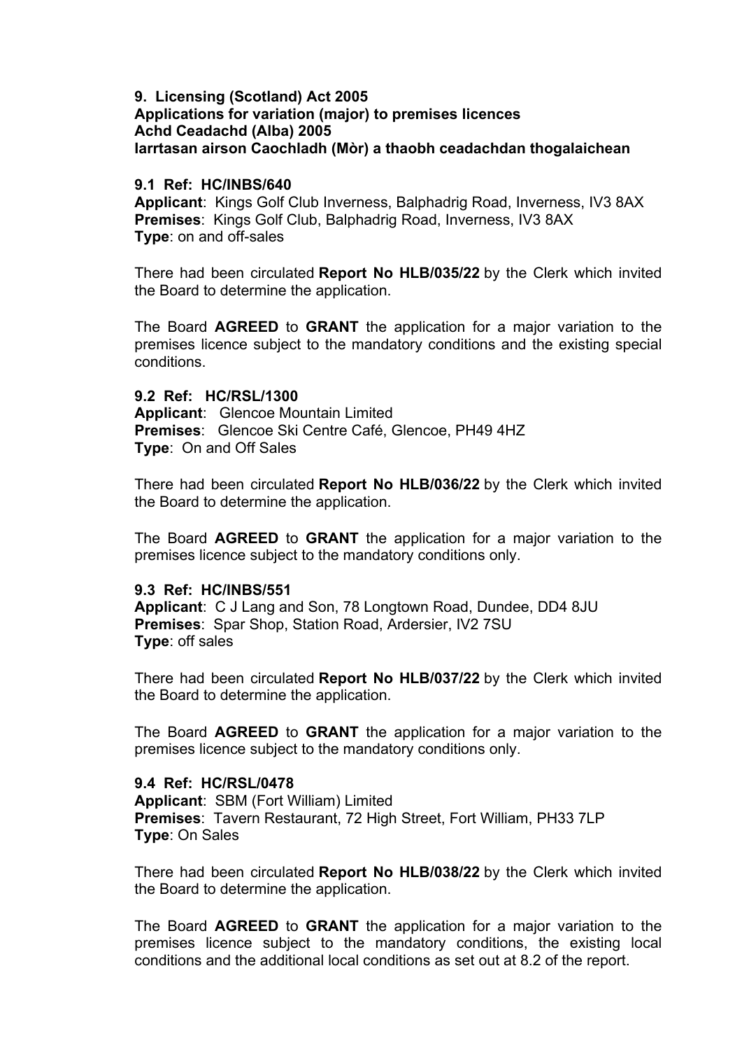**9. Licensing (Scotland) Act 2005**
**Applications for variation (major) to premises licences**
**Achd Ceadachd (Alba) 2005**
**Iarrtasan airson Caochladh (Mòr) a thaobh ceadachdan thogalaichean**

**9.1 Ref: HC/INBS/640**
**Applicant**: Kings Golf Club Inverness, Balphadrig Road, Inverness, IV3 8AX
**Premises**: Kings Golf Club, Balphadrig Road, Inverness, IV3 8AX
**Type**: on and off-sales

There had been circulated **Report No HLB/035/22** by the Clerk which invited the Board to determine the application.

The Board **AGREED** to **GRANT** the application for a major variation to the premises licence subject to the mandatory conditions and the existing special conditions.

**9.2 Ref: HC/RSL/1300**
**Applicant**: Glencoe Mountain Limited
**Premises**: Glencoe Ski Centre Café, Glencoe, PH49 4HZ
**Type**: On and Off Sales

There had been circulated **Report No HLB/036/22** by the Clerk which invited the Board to determine the application.

The Board **AGREED** to **GRANT** the application for a major variation to the premises licence subject to the mandatory conditions only.

**9.3 Ref: HC/INBS/551**
**Applicant**: C J Lang and Son, 78 Longtown Road, Dundee, DD4 8JU
**Premises**: Spar Shop, Station Road, Ardersier, IV2 7SU
**Type**: off sales

There had been circulated **Report No HLB/037/22** by the Clerk which invited the Board to determine the application.

The Board **AGREED** to **GRANT** the application for a major variation to the premises licence subject to the mandatory conditions only.

**9.4 Ref: HC/RSL/0478**
**Applicant**: SBM (Fort William) Limited
**Premises**: Tavern Restaurant, 72 High Street, Fort William, PH33 7LP
**Type**: On Sales

There had been circulated **Report No HLB/038/22** by the Clerk which invited the Board to determine the application.

The Board **AGREED** to **GRANT** the application for a major variation to the premises licence subject to the mandatory conditions, the existing local conditions and the additional local conditions as set out at 8.2 of the report.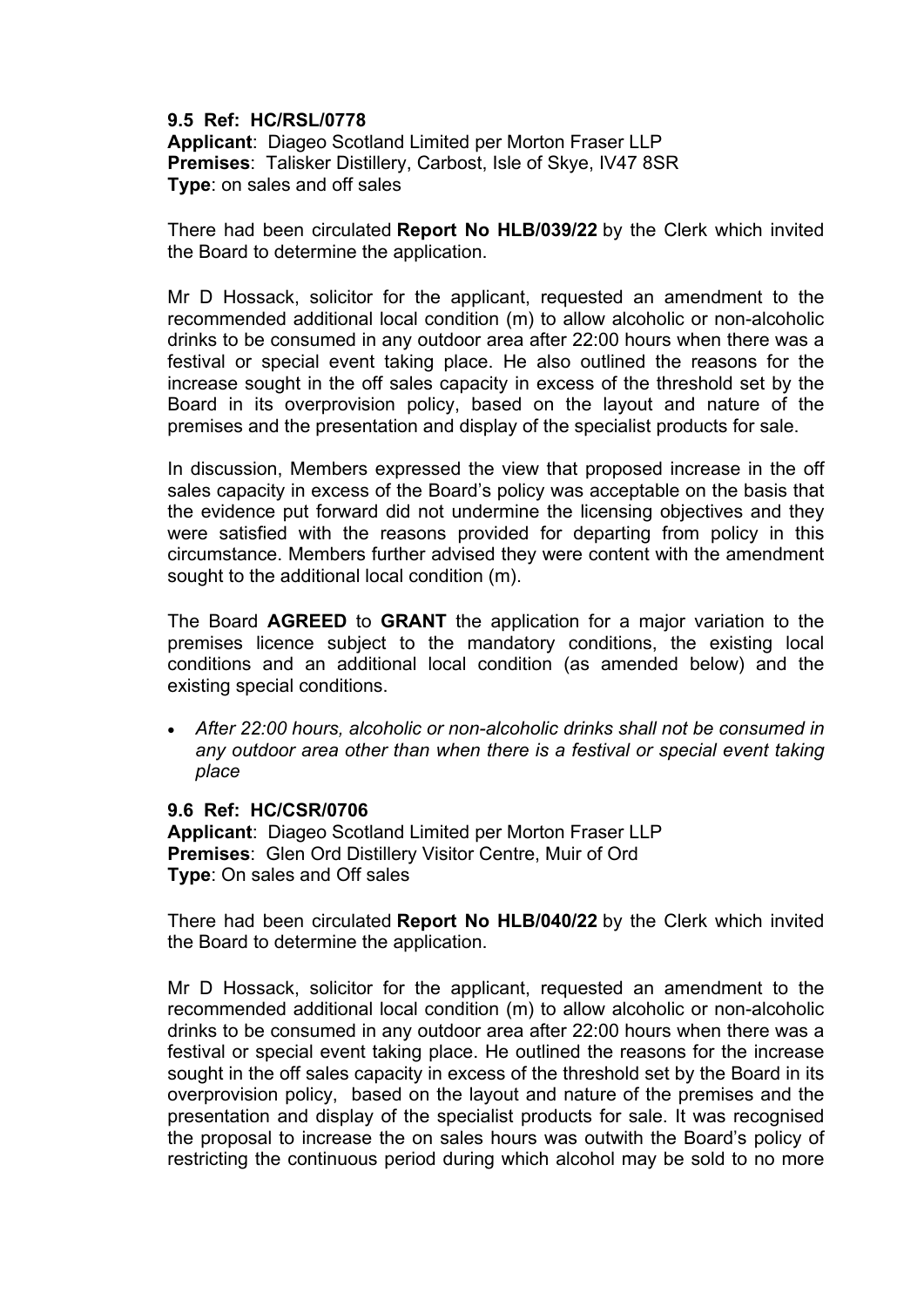### 9.5 Ref: HC/RSL/0778

**Applicant**: Diageo Scotland Limited per Morton Fraser LLP
**Premises**: Talisker Distillery, Carbost, Isle of Skye, IV47 8SR
**Type**: on sales and off sales

There had been circulated **Report No HLB/039/22** by the Clerk which invited the Board to determine the application.

Mr D Hossack, solicitor for the applicant, requested an amendment to the recommended additional local condition (m) to allow alcoholic or non-alcoholic drinks to be consumed in any outdoor area after 22:00 hours when there was a festival or special event taking place. He also outlined the reasons for the increase sought in the off sales capacity in excess of the threshold set by the Board in its overprovision policy, based on the layout and nature of the premises and the presentation and display of the specialist products for sale.

In discussion, Members expressed the view that proposed increase in the off sales capacity in excess of the Board's policy was acceptable on the basis that the evidence put forward did not undermine the licensing objectives and they were satisfied with the reasons provided for departing from policy in this circumstance. Members further advised they were content with the amendment sought to the additional local condition (m).

The Board **AGREED** to **GRANT** the application for a major variation to the premises licence subject to the mandatory conditions, the existing local conditions and an additional local condition (as amended below) and the existing special conditions.

- *After 22:00 hours, alcoholic or non-alcoholic drinks shall not be consumed in any outdoor area other than when there is a festival or special event taking place*

### 9.6 Ref: HC/CSR/0706

**Applicant**: Diageo Scotland Limited per Morton Fraser LLP
**Premises**: Glen Ord Distillery Visitor Centre, Muir of Ord
**Type**: On sales and Off sales

There had been circulated **Report No HLB/040/22** by the Clerk which invited the Board to determine the application.

Mr D Hossack, solicitor for the applicant, requested an amendment to the recommended additional local condition (m) to allow alcoholic or non-alcoholic drinks to be consumed in any outdoor area after 22:00 hours when there was a festival or special event taking place. He outlined the reasons for the increase sought in the off sales capacity in excess of the threshold set by the Board in its overprovision policy, based on the layout and nature of the premises and the presentation and display of the specialist products for sale. It was recognised the proposal to increase the on sales hours was outwith the Board's policy of restricting the continuous period during which alcohol may be sold to no more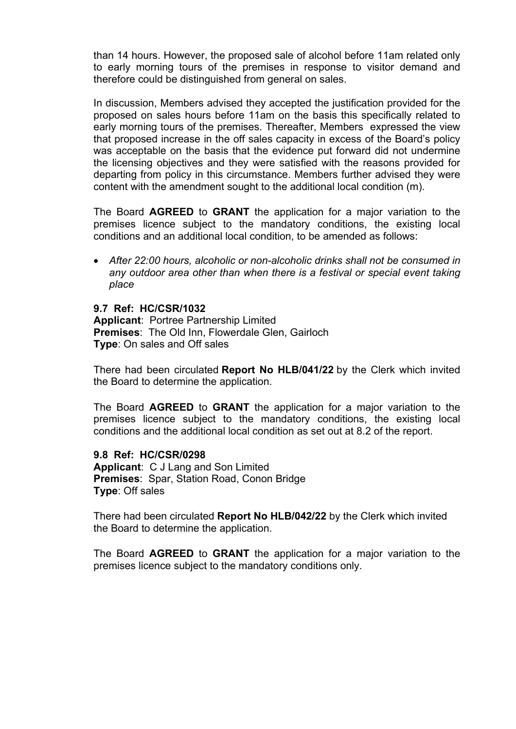than 14 hours. However, the proposed sale of alcohol before 11am related only to early morning tours of the premises in response to visitor demand and therefore could be distinguished from general on sales.

In discussion, Members advised they accepted the justification provided for the proposed on sales hours before 11am on the basis this specifically related to early morning tours of the premises. Thereafter, Members expressed the view that proposed increase in the off sales capacity in excess of the Board's policy was acceptable on the basis that the evidence put forward did not undermine the licensing objectives and they were satisfied with the reasons provided for departing from policy in this circumstance. Members further advised they were content with the amendment sought to the additional local condition (m).

The Board **AGREED** to **GRANT** the application for a major variation to the premises licence subject to the mandatory conditions, the existing local conditions and an additional local condition, to be amended as follows:

- *After 22:00 hours, alcoholic or non-alcoholic drinks shall not be consumed in any outdoor area other than when there is a festival or special event taking place*

**9.7 Ref: HC/CSR/1032**
**Applicant**: Portree Partnership Limited
**Premises**: The Old Inn, Flowerdale Glen, Gairloch
**Type**: On sales and Off sales

There had been circulated **Report No HLB/041/22** by the Clerk which invited the Board to determine the application.

The Board **AGREED** to **GRANT** the application for a major variation to the premises licence subject to the mandatory conditions, the existing local conditions and the additional local condition as set out at 8.2 of the report.

**9.8 Ref: HC/CSR/0298**
**Applicant**: C J Lang and Son Limited
**Premises**: Spar, Station Road, Conon Bridge
**Type**: Off sales

There had been circulated **Report No HLB/042/22** by the Clerk which invited the Board to determine the application.

The Board **AGREED** to **GRANT** the application for a major variation to the premises licence subject to the mandatory conditions only.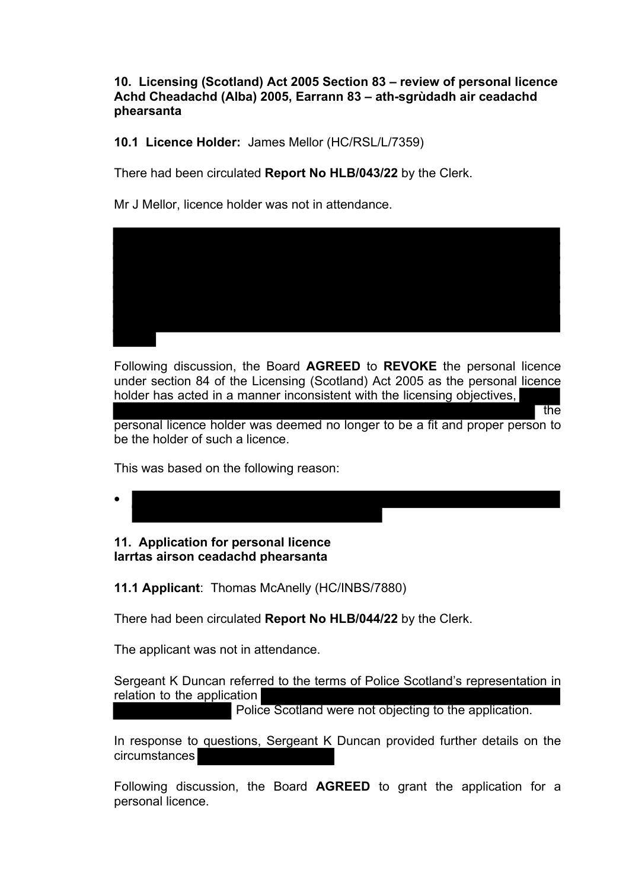**10. Licensing (Scotland) Act 2005 Section 83 – review of personal licence Achd Cheadachd (Alba) 2005, Earrann 83 – ath-sgrùdadh air ceadachd phearsanta**

**10.1 Licence Holder:** James Mellor (HC/RSL/L/7359)

There had been circulated **Report No HLB/043/22** by the Clerk.

Mr J Mellor, licence holder was not in attendance.

Following discussion, the Board **AGREED** to **REVOKE** the personal licence under section 84 of the Licensing (Scotland) Act 2005 as the personal licence holder has acted in a manner inconsistent with the licensing objectives, the personal licence holder was deemed no longer to be a fit and proper person to be the holder of such a licence.

This was based on the following reason:

- 

**11. Application for personal licence Iarrtas airson ceadachd phearsanta**

**11.1 Applicant**: Thomas McAnelly (HC/INBS/7880)

There had been circulated **Report No HLB/044/22** by the Clerk.

The applicant was not in attendance.

Sergeant K Duncan referred to the terms of Police Scotland's representation in relation to the application Police Scotland were not objecting to the application.

In response to questions, Sergeant K Duncan provided further details on the circumstances

Following discussion, the Board **AGREED** to grant the application for a personal licence.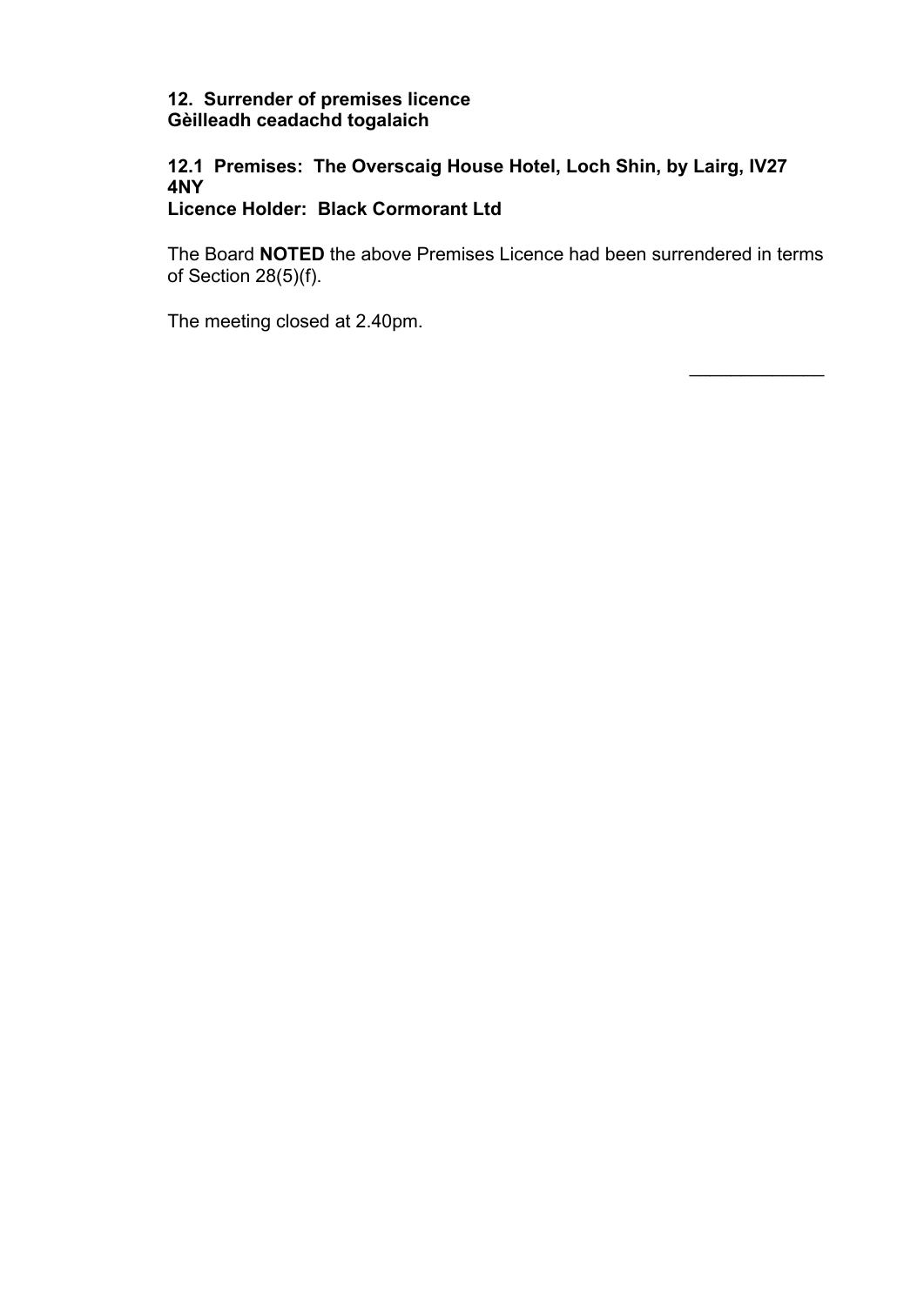**12. Surrender of premises licence**
**Gèilleadh ceadachd togalaich**

**12.1 Premises: The Overscaig House Hotel, Loch Shin, by Lairg, IV27 4NY**
**Licence Holder: Black Cormorant Ltd**

The Board **NOTED** the above Premises Licence had been surrendered in terms of Section 28(5)(f).

The meeting closed at 2.40pm.

\_\_\_\_\_\_\_\_\_\_\_\_\_